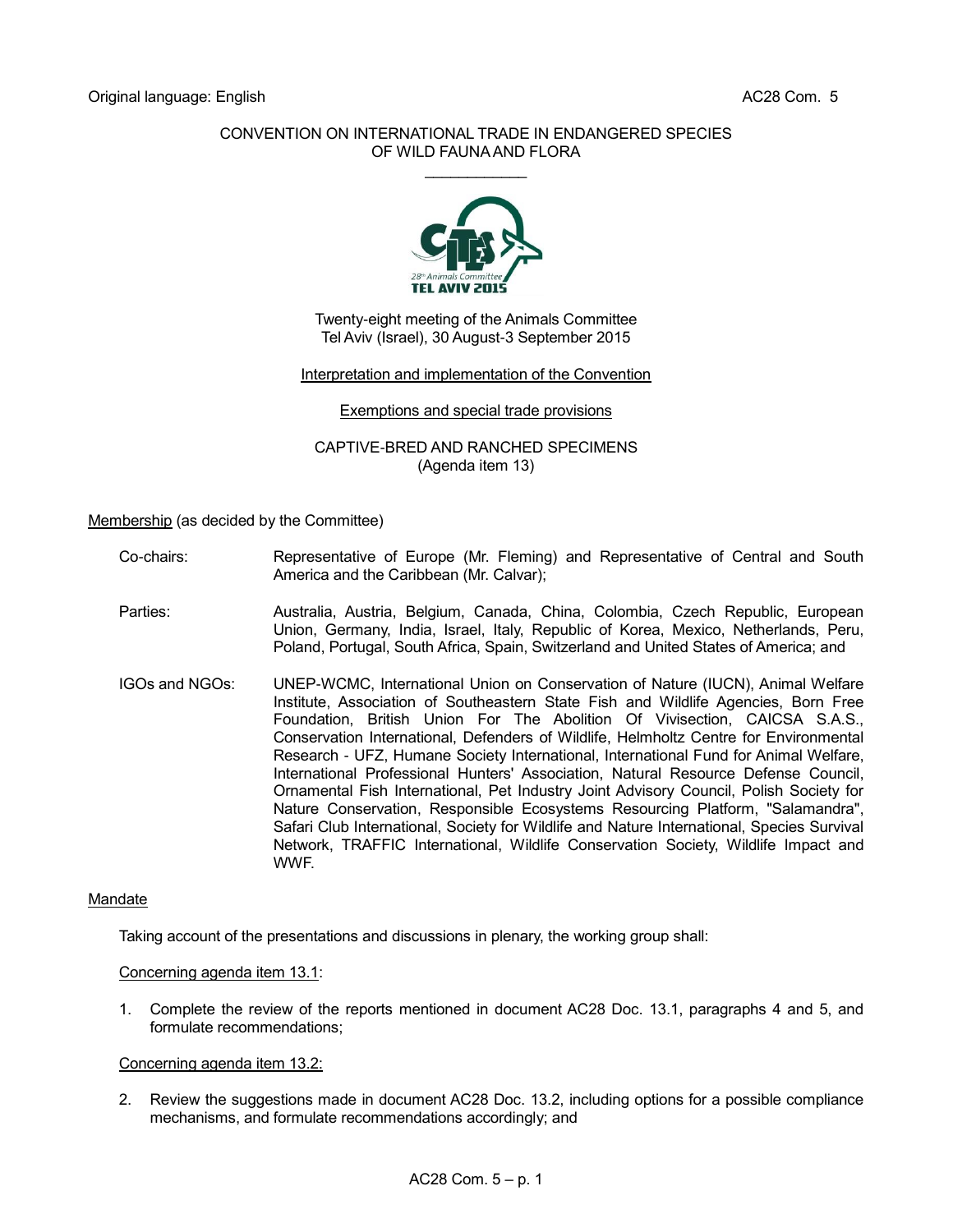Original language: English

AC28 Com. 5

CONVENTION ON INTERNATIONAL TRADE IN ENDANGERED SPECIES
OF WILD FAUNA AND FLORA

____________

Twenty-eight meeting of the Animals Committee
Tel Aviv (Israel), 30 August-3 September 2015

Interpretation and implementation of the Convention

Exemptions and special trade provisions

CAPTIVE-BRED AND RANCHED SPECIMENS
(Agenda item 13)

Membership (as decided by the Committee)

Co-chairs: Representative of Europe (Mr. Fleming) and Representative of Central and South America and the Caribbean (Mr. Calvar);

Parties: Australia, Austria, Belgium, Canada, China, Colombia, Czech Republic, European Union, Germany, India, Israel, Italy, Republic of Korea, Mexico, Netherlands, Peru, Poland, Portugal, South Africa, Spain, Switzerland and United States of America; and

IGOs and NGOs: UNEP-WCMC, International Union on Conservation of Nature (IUCN), Animal Welfare Institute, Association of Southeastern State Fish and Wildlife Agencies, Born Free Foundation, British Union For The Abolition Of Vivisection, CAICSA S.A.S., Conservation International, Defenders of Wildlife, Helmholtz Centre for Environmental Research - UFZ, Humane Society International, International Fund for Animal Welfare, International Professional Hunters' Association, Natural Resource Defense Council, Ornamental Fish International, Pet Industry Joint Advisory Council, Polish Society for Nature Conservation, Responsible Ecosystems Resourcing Platform, "Salamandra", Safari Club International, Society for Wildlife and Nature International, Species Survival Network, TRAFFIC International, Wildlife Conservation Society, Wildlife Impact and WWF.

Mandate

Taking account of the presentations and discussions in plenary, the working group shall:

Concerning agenda item 13.1:

1. Complete the review of the reports mentioned in document AC28 Doc. 13.1, paragraphs 4 and 5, and formulate recommendations;

Concerning agenda item 13.2:

2. Review the suggestions made in document AC28 Doc. 13.2, including options for a possible compliance mechanisms, and formulate recommendations accordingly; and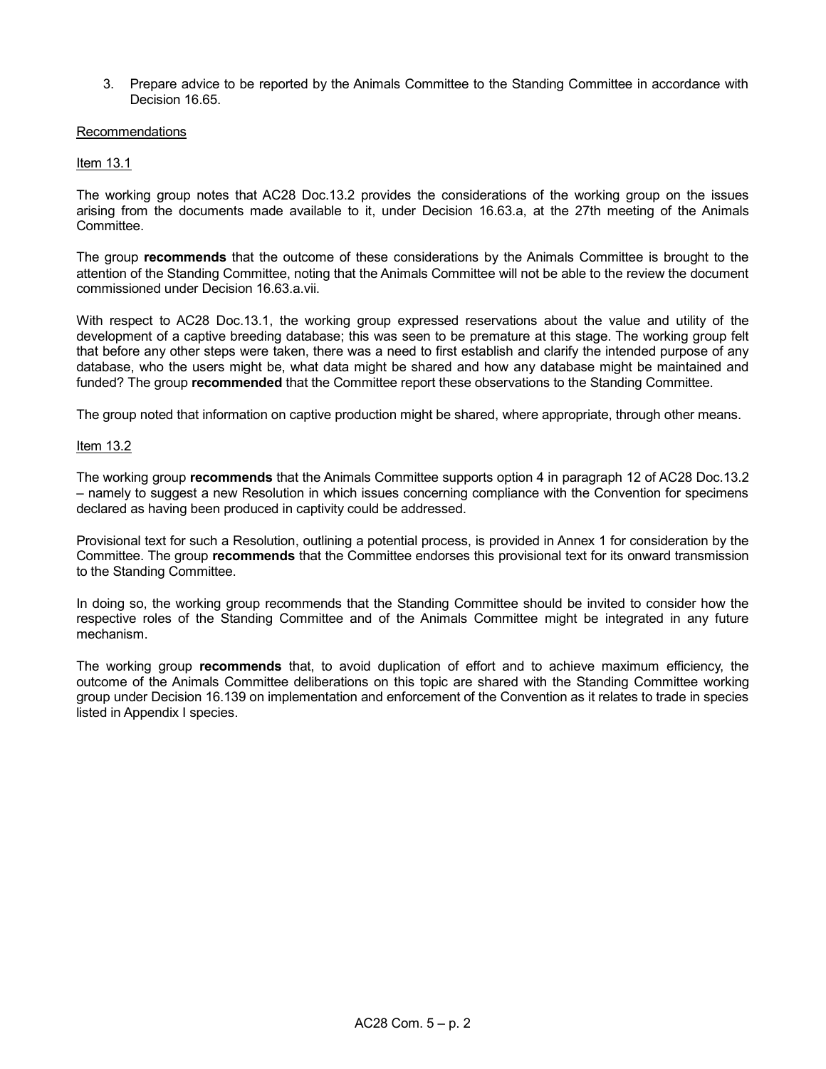3. Prepare advice to be reported by the Animals Committee to the Standing Committee in accordance with Decision 16.65.

Recommendations

Item 13.1

The working group notes that AC28 Doc.13.2 provides the considerations of the working group on the issues arising from the documents made available to it, under Decision 16.63.a, at the 27th meeting of the Animals Committee.

The group **recommends** that the outcome of these considerations by the Animals Committee is brought to the attention of the Standing Committee, noting that the Animals Committee will not be able to the review the document commissioned under Decision 16.63.a.vii.

With respect to AC28 Doc.13.1, the working group expressed reservations about the value and utility of the development of a captive breeding database; this was seen to be premature at this stage. The working group felt that before any other steps were taken, there was a need to first establish and clarify the intended purpose of any database, who the users might be, what data might be shared and how any database might be maintained and funded? The group **recommended** that the Committee report these observations to the Standing Committee.

The group noted that information on captive production might be shared, where appropriate, through other means.

Item 13.2

The working group **recommends** that the Animals Committee supports option 4 in paragraph 12 of AC28 Doc.13.2 – namely to suggest a new Resolution in which issues concerning compliance with the Convention for specimens declared as having been produced in captivity could be addressed.

Provisional text for such a Resolution, outlining a potential process, is provided in Annex 1 for consideration by the Committee. The group **recommends** that the Committee endorses this provisional text for its onward transmission to the Standing Committee.

In doing so, the working group recommends that the Standing Committee should be invited to consider how the respective roles of the Standing Committee and of the Animals Committee might be integrated in any future mechanism.

The working group **recommends** that, to avoid duplication of effort and to achieve maximum efficiency, the outcome of the Animals Committee deliberations on this topic are shared with the Standing Committee working group under Decision 16.139 on implementation and enforcement of the Convention as it relates to trade in species listed in Appendix I species.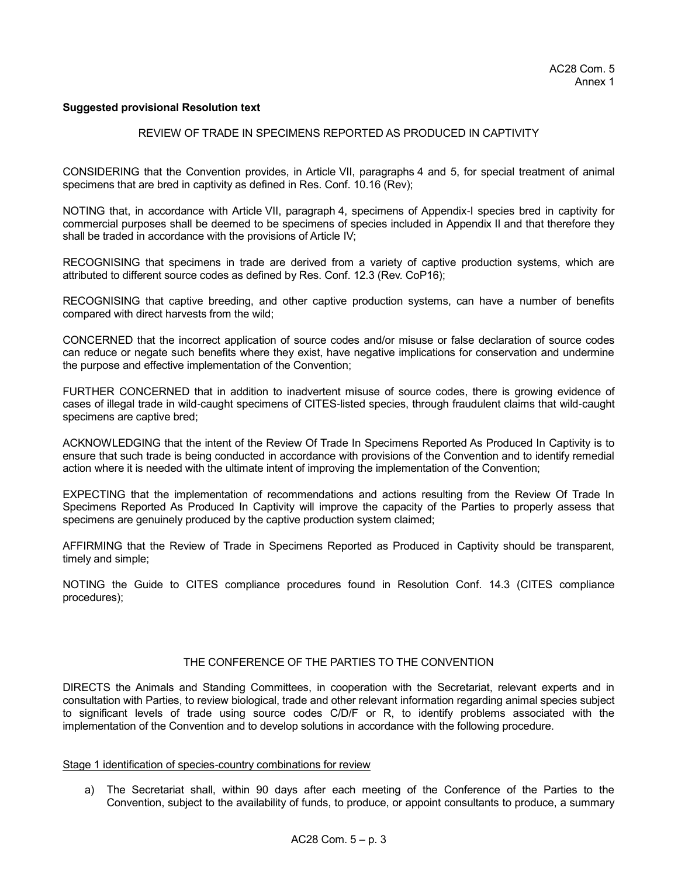**Suggested provisional Resolution text**

REVIEW OF TRADE IN SPECIMENS REPORTED AS PRODUCED IN CAPTIVITY

CONSIDERING that the Convention provides, in Article VII, paragraphs 4 and 5, for special treatment of animal specimens that are bred in captivity as defined in Res. Conf. 10.16 (Rev);

NOTING that, in accordance with Article VII, paragraph 4, specimens of Appendix-I species bred in captivity for commercial purposes shall be deemed to be specimens of species included in Appendix II and that therefore they shall be traded in accordance with the provisions of Article IV;

RECOGNISING that specimens in trade are derived from a variety of captive production systems, which are attributed to different source codes as defined by Res. Conf. 12.3 (Rev. CoP16);

RECOGNISING that captive breeding, and other captive production systems, can have a number of benefits compared with direct harvests from the wild;

CONCERNED that the incorrect application of source codes and/or misuse or false declaration of source codes can reduce or negate such benefits where they exist, have negative implications for conservation and undermine the purpose and effective implementation of the Convention;

FURTHER CONCERNED that in addition to inadvertent misuse of source codes, there is growing evidence of cases of illegal trade in wild-caught specimens of CITES-listed species, through fraudulent claims that wild-caught specimens are captive bred;

ACKNOWLEDGING that the intent of the Review Of Trade In Specimens Reported As Produced In Captivity is to ensure that such trade is being conducted in accordance with provisions of the Convention and to identify remedial action where it is needed with the ultimate intent of improving the implementation of the Convention;

EXPECTING that the implementation of recommendations and actions resulting from the Review Of Trade In Specimens Reported As Produced In Captivity will improve the capacity of the Parties to properly assess that specimens are genuinely produced by the captive production system claimed;

AFFIRMING that the Review of Trade in Specimens Reported as Produced in Captivity should be transparent, timely and simple;

NOTING the Guide to CITES compliance procedures found in Resolution Conf. 14.3 (CITES compliance procedures);

THE CONFERENCE OF THE PARTIES TO THE CONVENTION

DIRECTS the Animals and Standing Committees, in cooperation with the Secretariat, relevant experts and in consultation with Parties, to review biological, trade and other relevant information regarding animal species subject to significant levels of trade using source codes C/D/F or R, to identify problems associated with the implementation of the Convention and to develop solutions in accordance with the following procedure.

Stage 1 identification of species-country combinations for review

a) The Secretariat shall, within 90 days after each meeting of the Conference of the Parties to the Convention, subject to the availability of funds, to produce, or appoint consultants to produce, a summary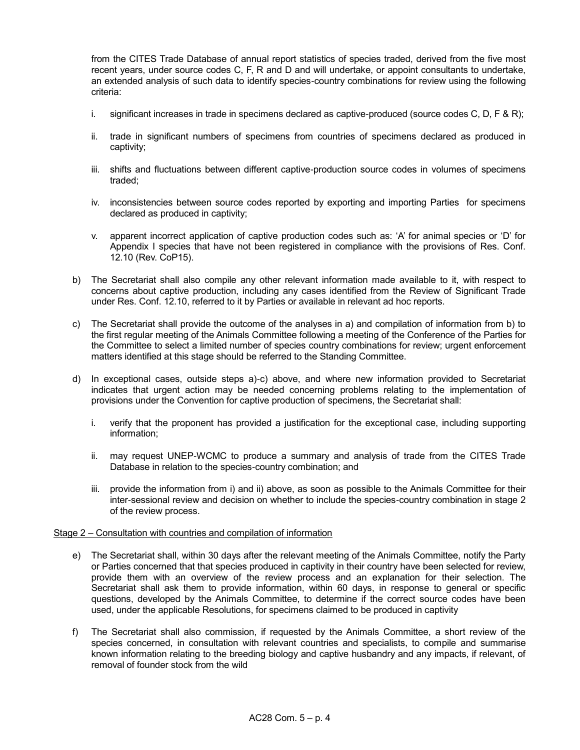from the CITES Trade Database of annual report statistics of species traded, derived from the five most recent years, under source codes C, F, R and D and will undertake, or appoint consultants to undertake, an extended analysis of such data to identify species-country combinations for review using the following criteria:

i. significant increases in trade in specimens declared as captive-produced (source codes C, D, F & R);

ii. trade in significant numbers of specimens from countries of specimens declared as produced in captivity;

iii. shifts and fluctuations between different captive-production source codes in volumes of specimens traded;

iv. inconsistencies between source codes reported by exporting and importing Parties for specimens declared as produced in captivity;

v. apparent incorrect application of captive production codes such as: 'A' for animal species or 'D' for Appendix I species that have not been registered in compliance with the provisions of Res. Conf. 12.10 (Rev. CoP15).

b) The Secretariat shall also compile any other relevant information made available to it, with respect to concerns about captive production, including any cases identified from the Review of Significant Trade under Res. Conf. 12.10, referred to it by Parties or available in relevant ad hoc reports.

c) The Secretariat shall provide the outcome of the analyses in a) and compilation of information from b) to the first regular meeting of the Animals Committee following a meeting of the Conference of the Parties for the Committee to select a limited number of species country combinations for review; urgent enforcement matters identified at this stage should be referred to the Standing Committee.

d) In exceptional cases, outside steps a)-c) above, and where new information provided to Secretariat indicates that urgent action may be needed concerning problems relating to the implementation of provisions under the Convention for captive production of specimens, the Secretariat shall:

   i. verify that the proponent has provided a justification for the exceptional case, including supporting information;

   ii. may request UNEP-WCMC to produce a summary and analysis of trade from the CITES Trade Database in relation to the species-country combination; and

   iii. provide the information from i) and ii) above, as soon as possible to the Animals Committee for their inter-sessional review and decision on whether to include the species-country combination in stage 2 of the review process.

<u>Stage 2 – Consultation with countries and compilation of information</u>

e) The Secretariat shall, within 30 days after the relevant meeting of the Animals Committee, notify the Party or Parties concerned that that species produced in captivity in their country have been selected for review, provide them with an overview of the review process and an explanation for their selection. The Secretariat shall ask them to provide information, within 60 days, in response to general or specific questions, developed by the Animals Committee, to determine if the correct source codes have been used, under the applicable Resolutions, for specimens claimed to be produced in captivity

f) The Secretariat shall also commission, if requested by the Animals Committee, a short review of the species concerned, in consultation with relevant countries and specialists, to compile and summarise known information relating to the breeding biology and captive husbandry and any impacts, if relevant, of removal of founder stock from the wild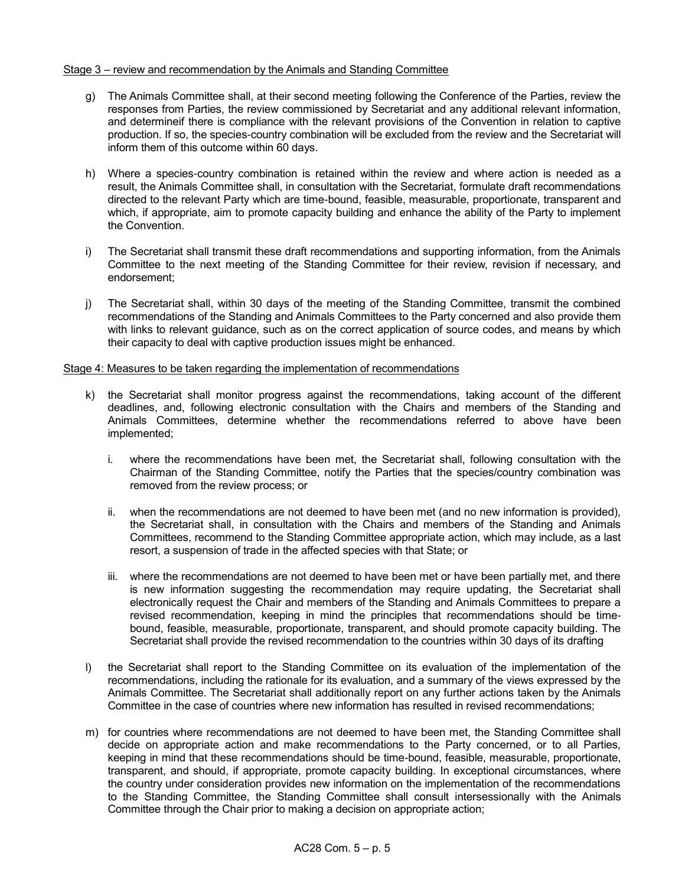Stage 3 – review and recommendation by the Animals and Standing Committee

g) The Animals Committee shall, at their second meeting following the Conference of the Parties, review the responses from Parties, the review commissioned by Secretariat and any additional relevant information, and determineif there is compliance with the relevant provisions of the Convention in relation to captive production. If so, the species-country combination will be excluded from the review and the Secretariat will inform them of this outcome within 60 days.

h) Where a species-country combination is retained within the review and where action is needed as a result, the Animals Committee shall, in consultation with the Secretariat, formulate draft recommendations directed to the relevant Party which are time-bound, feasible, measurable, proportionate, transparent and which, if appropriate, aim to promote capacity building and enhance the ability of the Party to implement the Convention.

i) The Secretariat shall transmit these draft recommendations and supporting information, from the Animals Committee to the next meeting of the Standing Committee for their review, revision if necessary, and endorsement;

j) The Secretariat shall, within 30 days of the meeting of the Standing Committee, transmit the combined recommendations of the Standing and Animals Committees to the Party concerned and also provide them with links to relevant guidance, such as on the correct application of source codes, and means by which their capacity to deal with captive production issues might be enhanced.

Stage 4: Measures to be taken regarding the implementation of recommendations

k) the Secretariat shall monitor progress against the recommendations, taking account of the different deadlines, and, following electronic consultation with the Chairs and members of the Standing and Animals Committees, determine whether the recommendations referred to above have been implemented;

   i. where the recommendations have been met, the Secretariat shall, following consultation with the Chairman of the Standing Committee, notify the Parties that the species/country combination was removed from the review process; or

   ii. when the recommendations are not deemed to have been met (and no new information is provided), the Secretariat shall, in consultation with the Chairs and members of the Standing and Animals Committees, recommend to the Standing Committee appropriate action, which may include, as a last resort, a suspension of trade in the affected species with that State; or

   iii. where the recommendations are not deemed to have been met or have been partially met, and there is new information suggesting the recommendation may require updating, the Secretariat shall electronically request the Chair and members of the Standing and Animals Committees to prepare a revised recommendation, keeping in mind the principles that recommendations should be time-bound, feasible, measurable, proportionate, transparent, and should promote capacity building. The Secretariat shall provide the revised recommendation to the countries within 30 days of its drafting

l) the Secretariat shall report to the Standing Committee on its evaluation of the implementation of the recommendations, including the rationale for its evaluation, and a summary of the views expressed by the Animals Committee. The Secretariat shall additionally report on any further actions taken by the Animals Committee in the case of countries where new information has resulted in revised recommendations;

m) for countries where recommendations are not deemed to have been met, the Standing Committee shall decide on appropriate action and make recommendations to the Party concerned, or to all Parties, keeping in mind that these recommendations should be time-bound, feasible, measurable, proportionate, transparent, and should, if appropriate, promote capacity building. In exceptional circumstances, where the country under consideration provides new information on the implementation of the recommendations to the Standing Committee, the Standing Committee shall consult intersessionally with the Animals Committee through the Chair prior to making a decision on appropriate action;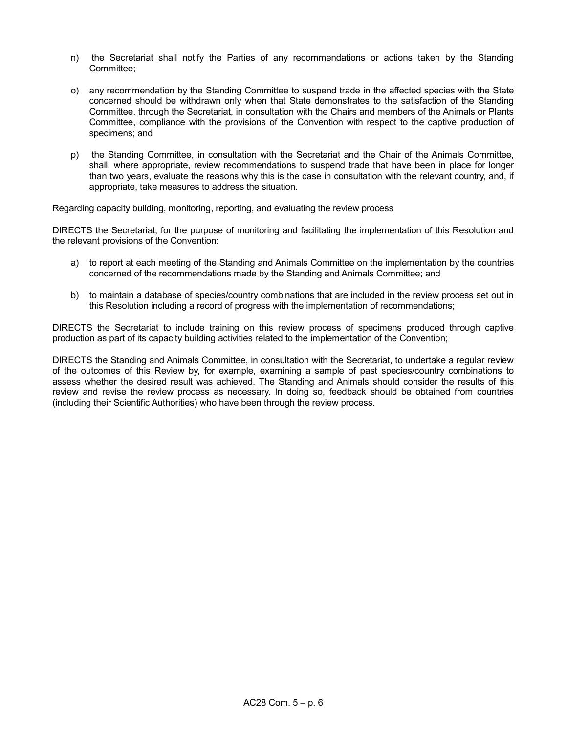n) the Secretariat shall notify the Parties of any recommendations or actions taken by the Standing Committee;

o) any recommendation by the Standing Committee to suspend trade in the affected species with the State concerned should be withdrawn only when that State demonstrates to the satisfaction of the Standing Committee, through the Secretariat, in consultation with the Chairs and members of the Animals or Plants Committee, compliance with the provisions of the Convention with respect to the captive production of specimens; and

p) the Standing Committee, in consultation with the Secretariat and the Chair of the Animals Committee, shall, where appropriate, review recommendations to suspend trade that have been in place for longer than two years, evaluate the reasons why this is the case in consultation with the relevant country, and, if appropriate, take measures to address the situation.

<u>Regarding capacity building, monitoring, reporting, and evaluating the review process</u>

DIRECTS the Secretariat, for the purpose of monitoring and facilitating the implementation of this Resolution and the relevant provisions of the Convention:

a) to report at each meeting of the Standing and Animals Committee on the implementation by the countries concerned of the recommendations made by the Standing and Animals Committee; and

b) to maintain a database of species/country combinations that are included in the review process set out in this Resolution including a record of progress with the implementation of recommendations;

DIRECTS the Secretariat to include training on this review process of specimens produced through captive production as part of its capacity building activities related to the implementation of the Convention;

DIRECTS the Standing and Animals Committee, in consultation with the Secretariat, to undertake a regular review of the outcomes of this Review by, for example, examining a sample of past species/country combinations to assess whether the desired result was achieved. The Standing and Animals should consider the results of this review and revise the review process as necessary. In doing so, feedback should be obtained from countries (including their Scientific Authorities) who have been through the review process.